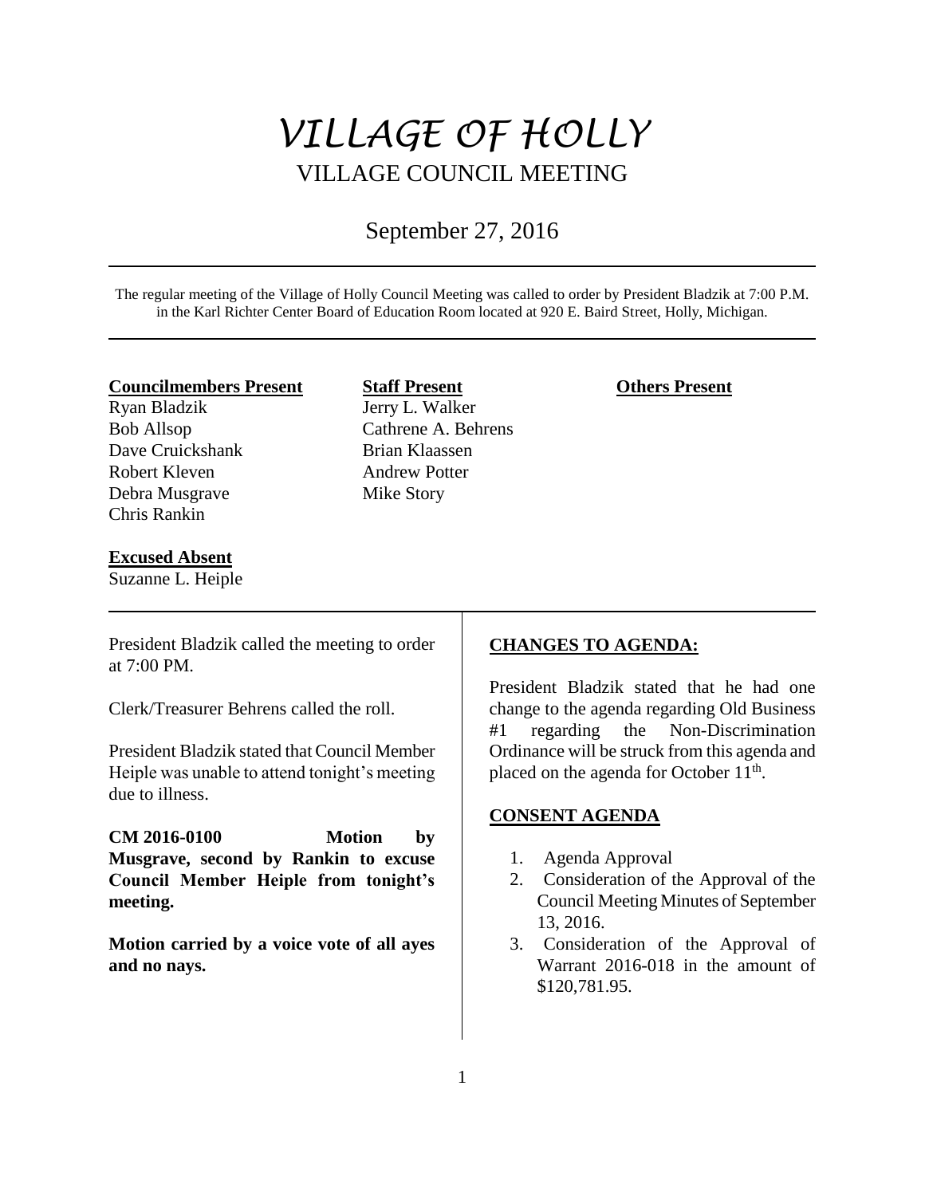# *VILLAGE OF HOLLY*

## VILLAGE COUNCIL MEETING

September 27, 2016

The regular meeting of the Village of Holly Council Meeting was called to order by President Bladzik at 7:00 P.M. in the Karl Richter Center Board of Education Room located at 920 E. Baird Street, Holly, Michigan.

| **Councilmembers Present** | **Staff Present** | **Others Present** |
|---|---|---|
| Ryan Bladzik | Jerry L. Walker | |
| Bob Allsop | Cathrene A. Behrens | |
| Dave Cruickshank | Brian Klaassen | |
| Robert Kleven | Andrew Potter | |
| Debra Musgrave | Mike Story | |
| Chris Rankin | | |

**Excused Absent**

Suzanne L. Heiple

President Bladzik called the meeting to order at 7:00 PM.

Clerk/Treasurer Behrens called the roll.

President Bladzik stated that Council Member Heiple was unable to attend tonight's meeting due to illness.

**CM 2016-0100 Motion by Musgrave, second by Rankin to excuse Council Member Heiple from tonight's meeting.**

**Motion carried by a voice vote of all ayes and no nays.**

**CHANGES TO AGENDA:**

President Bladzik stated that he had one change to the agenda regarding Old Business #1 regarding the Non-Discrimination Ordinance will be struck from this agenda and placed on the agenda for October 11th.

**CONSENT AGENDA**

1. Agenda Approval
2. Consideration of the Approval of the Council Meeting Minutes of September 13, 2016.
3. Consideration of the Approval of Warrant 2016-018 in the amount of $120,781.95.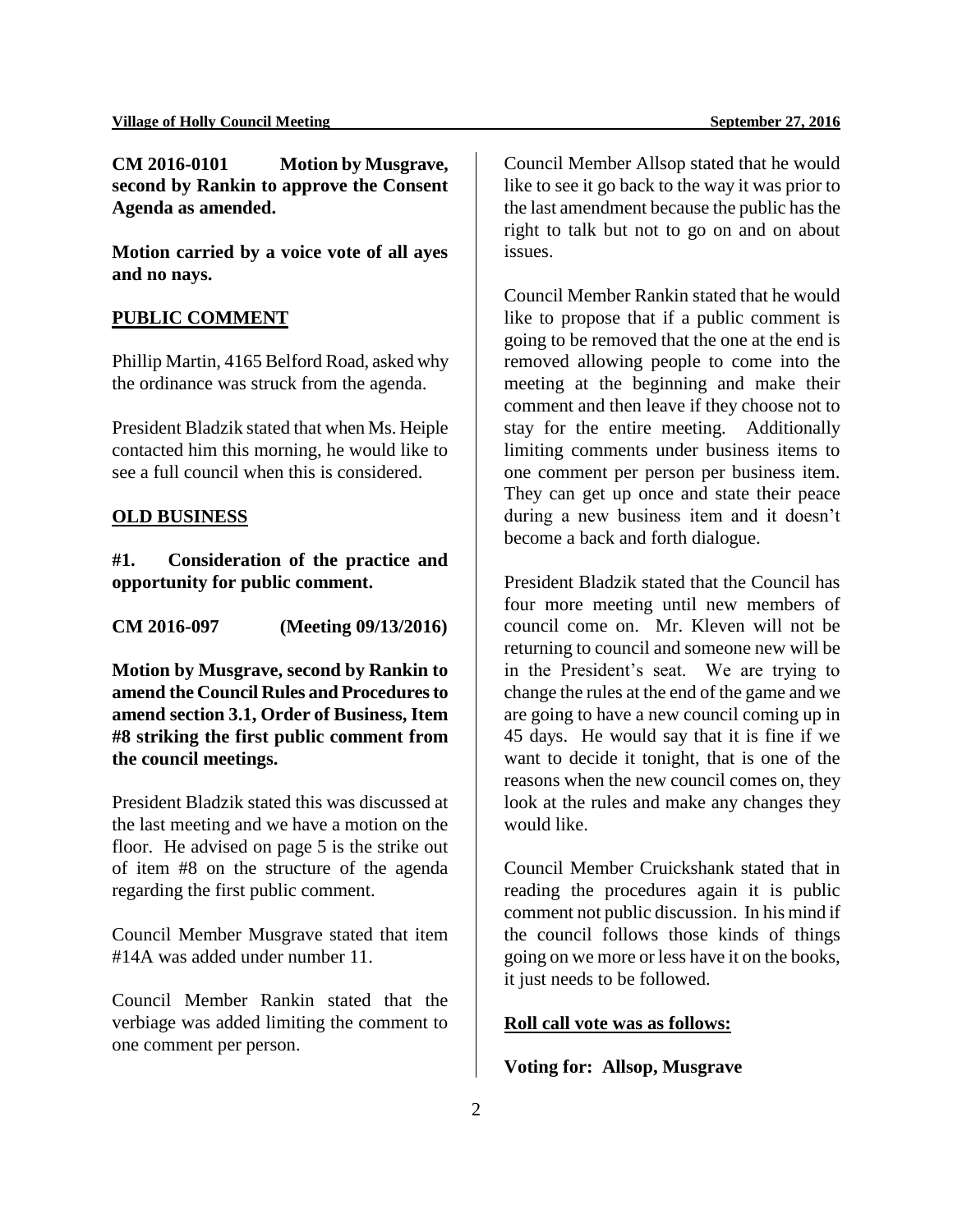**CM 2016-0101 Motion by Musgrave, second by Rankin to approve the Consent Agenda as amended.**

**Motion carried by a voice vote of all ayes and no nays.**

## PUBLIC COMMENT

Phillip Martin, 4165 Belford Road, asked why the ordinance was struck from the agenda.

President Bladzik stated that when Ms. Heiple contacted him this morning, he would like to see a full council when this is considered.

## OLD BUSINESS

**#1. Consideration of the practice and opportunity for public comment.**

**CM 2016-097 (Meeting 09/13/2016)**

**Motion by Musgrave, second by Rankin to amend the Council Rules and Procedures to amend section 3.1, Order of Business, Item #8 striking the first public comment from the council meetings.**

President Bladzik stated this was discussed at the last meeting and we have a motion on the floor. He advised on page 5 is the strike out of item #8 on the structure of the agenda regarding the first public comment.

Council Member Musgrave stated that item #14A was added under number 11.

Council Member Rankin stated that the verbiage was added limiting the comment to one comment per person.

Council Member Allsop stated that he would like to see it go back to the way it was prior to the last amendment because the public has the right to talk but not to go on and on about issues.

Council Member Rankin stated that he would like to propose that if a public comment is going to be removed that the one at the end is removed allowing people to come into the meeting at the beginning and make their comment and then leave if they choose not to stay for the entire meeting. Additionally limiting comments under business items to one comment per person per business item. They can get up once and state their peace during a new business item and it doesn't become a back and forth dialogue.

President Bladzik stated that the Council has four more meeting until new members of council come on. Mr. Kleven will not be returning to council and someone new will be in the President's seat. We are trying to change the rules at the end of the game and we are going to have a new council coming up in 45 days. He would say that it is fine if we want to decide it tonight, that is one of the reasons when the new council comes on, they look at the rules and make any changes they would like.

Council Member Cruickshank stated that in reading the procedures again it is public comment not public discussion. In his mind if the council follows those kinds of things going on we more or less have it on the books, it just needs to be followed.

**Roll call vote was as follows:**

**Voting for: Allsop, Musgrave**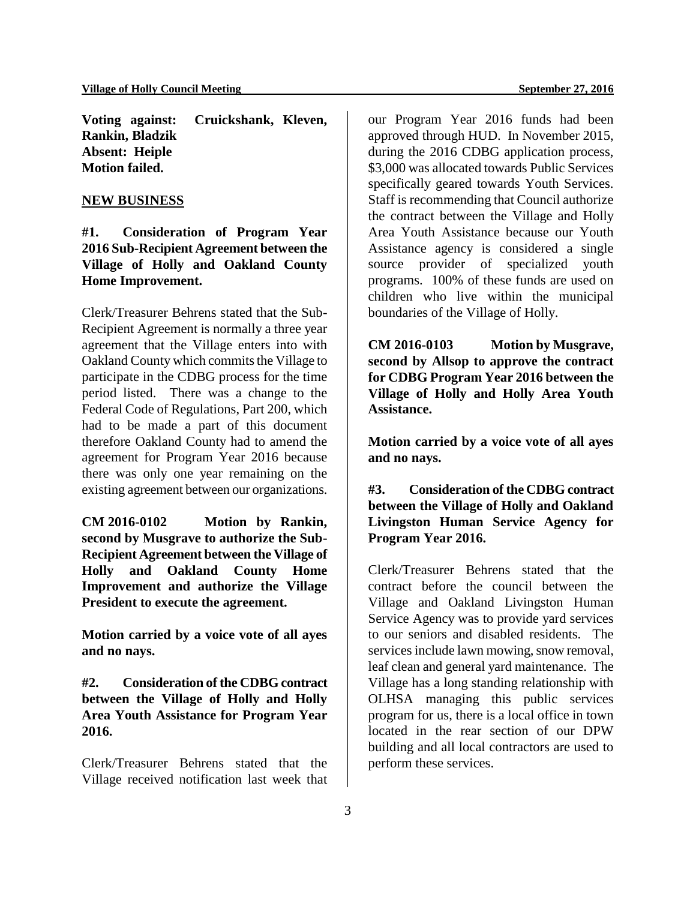**Voting against: Cruickshank, Kleven, Rankin, Bladzik**
**Absent: Heiple**
**Motion failed.**

## NEW BUSINESS

**#1. Consideration of Program Year 2016 Sub-Recipient Agreement between the Village of Holly and Oakland County Home Improvement.**

Clerk/Treasurer Behrens stated that the Sub-Recipient Agreement is normally a three year agreement that the Village enters into with Oakland County which commits the Village to participate in the CDBG process for the time period listed. There was a change to the Federal Code of Regulations, Part 200, which had to be made a part of this document therefore Oakland County had to amend the agreement for Program Year 2016 because there was only one year remaining on the existing agreement between our organizations.

**CM 2016-0102 Motion by Rankin, second by Musgrave to authorize the Sub-Recipient Agreement between the Village of Holly and Oakland County Home Improvement and authorize the Village President to execute the agreement.**

**Motion carried by a voice vote of all ayes and no nays.**

**#2. Consideration of the CDBG contract between the Village of Holly and Holly Area Youth Assistance for Program Year 2016.**

Clerk/Treasurer Behrens stated that the Village received notification last week that our Program Year 2016 funds had been approved through HUD. In November 2015, during the 2016 CDBG application process, $3,000 was allocated towards Public Services specifically geared towards Youth Services. Staff is recommending that Council authorize the contract between the Village and Holly Area Youth Assistance because our Youth Assistance agency is considered a single source provider of specialized youth programs. 100% of these funds are used on children who live within the municipal boundaries of the Village of Holly.

**CM 2016-0103 Motion by Musgrave, second by Allsop to approve the contract for CDBG Program Year 2016 between the Village of Holly and Holly Area Youth Assistance.**

**Motion carried by a voice vote of all ayes and no nays.**

**#3. Consideration of the CDBG contract between the Village of Holly and Oakland Livingston Human Service Agency for Program Year 2016.**

Clerk/Treasurer Behrens stated that the contract before the council between the Village and Oakland Livingston Human Service Agency was to provide yard services to our seniors and disabled residents. The services include lawn mowing, snow removal, leaf clean and general yard maintenance. The Village has a long standing relationship with OLHSA managing this public services program for us, there is a local office in town located in the rear section of our DPW building and all local contractors are used to perform these services.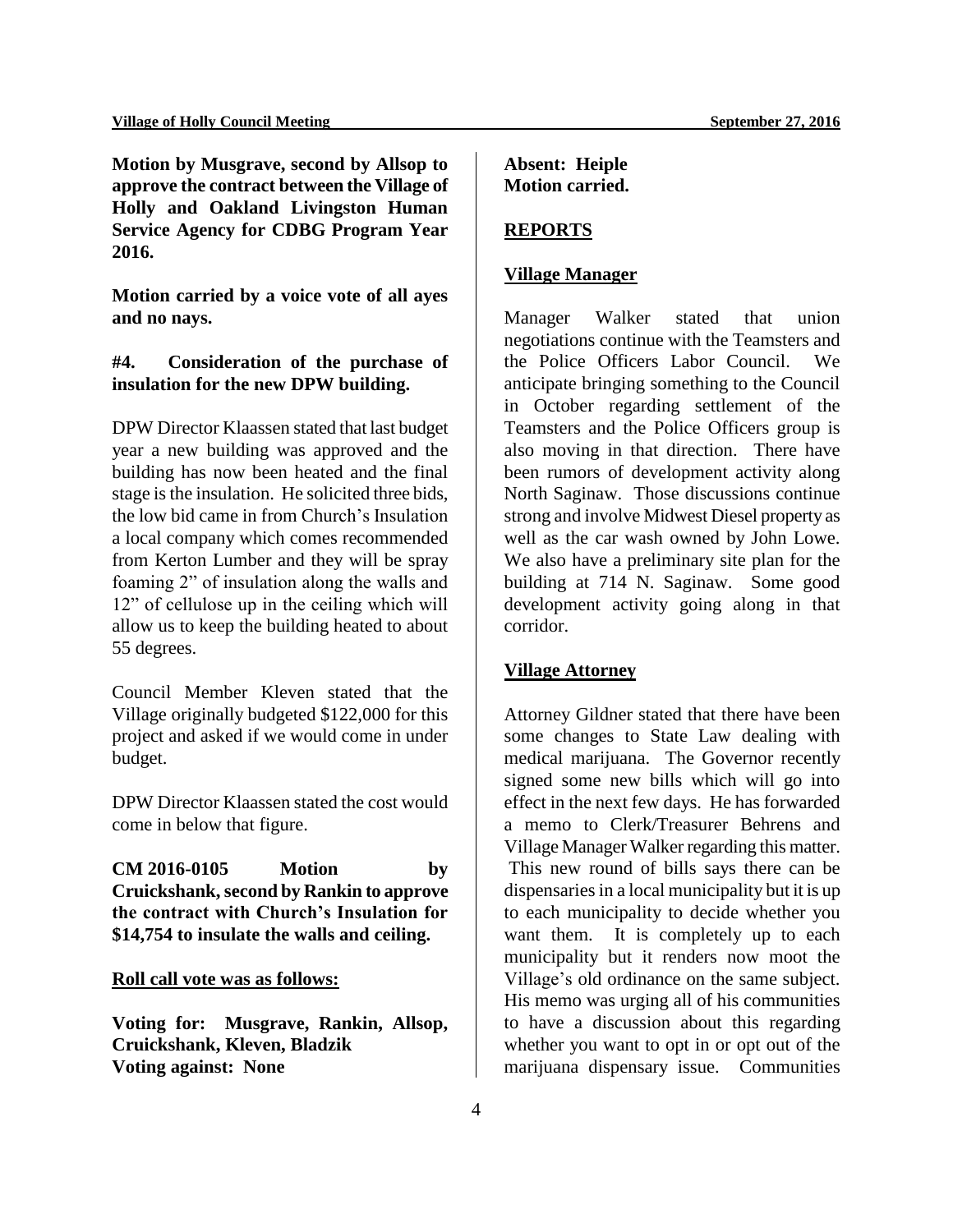**Motion by Musgrave, second by Allsop to approve the contract between the Village of Holly and Oakland Livingston Human Service Agency for CDBG Program Year 2016.**

**Motion carried by a voice vote of all ayes and no nays.**

**#4. Consideration of the purchase of insulation for the new DPW building.**

DPW Director Klaassen stated that last budget year a new building was approved and the building has now been heated and the final stage is the insulation. He solicited three bids, the low bid came in from Church's Insulation a local company which comes recommended from Kerton Lumber and they will be spray foaming 2" of insulation along the walls and 12" of cellulose up in the ceiling which will allow us to keep the building heated to about 55 degrees.

Council Member Kleven stated that the Village originally budgeted $122,000 for this project and asked if we would come in under budget.

DPW Director Klaassen stated the cost would come in below that figure.

**CM 2016-0105 Motion by Cruickshank, second by Rankin to approve the contract with Church's Insulation for $14,754 to insulate the walls and ceiling.**

**<u>Roll call vote was as follows:</u>**

**Voting for: Musgrave, Rankin, Allsop, Cruickshank, Kleven, Bladzik**
**Voting against: None**
**Absent: Heiple**
**Motion carried.**

## REPORTS

### Village Manager

Manager Walker stated that union negotiations continue with the Teamsters and the Police Officers Labor Council. We anticipate bringing something to the Council in October regarding settlement of the Teamsters and the Police Officers group is also moving in that direction. There have been rumors of development activity along North Saginaw. Those discussions continue strong and involve Midwest Diesel property as well as the car wash owned by John Lowe. We also have a preliminary site plan for the building at 714 N. Saginaw. Some good development activity going along in that corridor.

### Village Attorney

Attorney Gildner stated that there have been some changes to State Law dealing with medical marijuana. The Governor recently signed some new bills which will go into effect in the next few days. He has forwarded a memo to Clerk/Treasurer Behrens and Village Manager Walker regarding this matter. This new round of bills says there can be dispensaries in a local municipality but it is up to each municipality to decide whether you want them. It is completely up to each municipality but it renders now moot the Village's old ordinance on the same subject. His memo was urging all of his communities to have a discussion about this regarding whether you want to opt in or opt out of the marijuana dispensary issue. Communities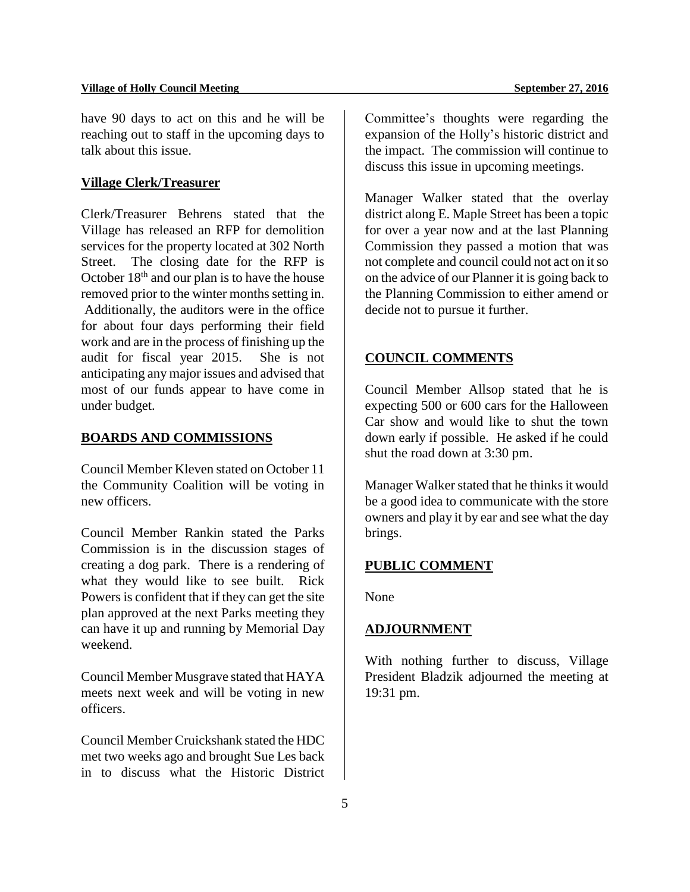have 90 days to act on this and he will be reaching out to staff in the upcoming days to talk about this issue.

**Village Clerk/Treasurer**

Clerk/Treasurer Behrens stated that the Village has released an RFP for demolition services for the property located at 302 North Street. The closing date for the RFP is October 18th and our plan is to have the house removed prior to the winter months setting in. Additionally, the auditors were in the office for about four days performing their field work and are in the process of finishing up the audit for fiscal year 2015. She is not anticipating any major issues and advised that most of our funds appear to have come in under budget.

**BOARDS AND COMMISSIONS**

Council Member Kleven stated on October 11 the Community Coalition will be voting in new officers.

Council Member Rankin stated the Parks Commission is in the discussion stages of creating a dog park. There is a rendering of what they would like to see built. Rick Powers is confident that if they can get the site plan approved at the next Parks meeting they can have it up and running by Memorial Day weekend.

Council Member Musgrave stated that HAYA meets next week and will be voting in new officers.

Council Member Cruickshank stated the HDC met two weeks ago and brought Sue Les back in to discuss what the Historic District Committee's thoughts were regarding the expansion of the Holly's historic district and the impact. The commission will continue to discuss this issue in upcoming meetings.

Manager Walker stated that the overlay district along E. Maple Street has been a topic for over a year now and at the last Planning Commission they passed a motion that was not complete and council could not act on it so on the advice of our Planner it is going back to the Planning Commission to either amend or decide not to pursue it further.

**COUNCIL COMMENTS**

Council Member Allsop stated that he is expecting 500 or 600 cars for the Halloween Car show and would like to shut the town down early if possible. He asked if he could shut the road down at 3:30 pm.

Manager Walker stated that he thinks it would be a good idea to communicate with the store owners and play it by ear and see what the day brings.

**PUBLIC COMMENT**

None

**ADJOURNMENT**

With nothing further to discuss, Village President Bladzik adjourned the meeting at 19:31 pm.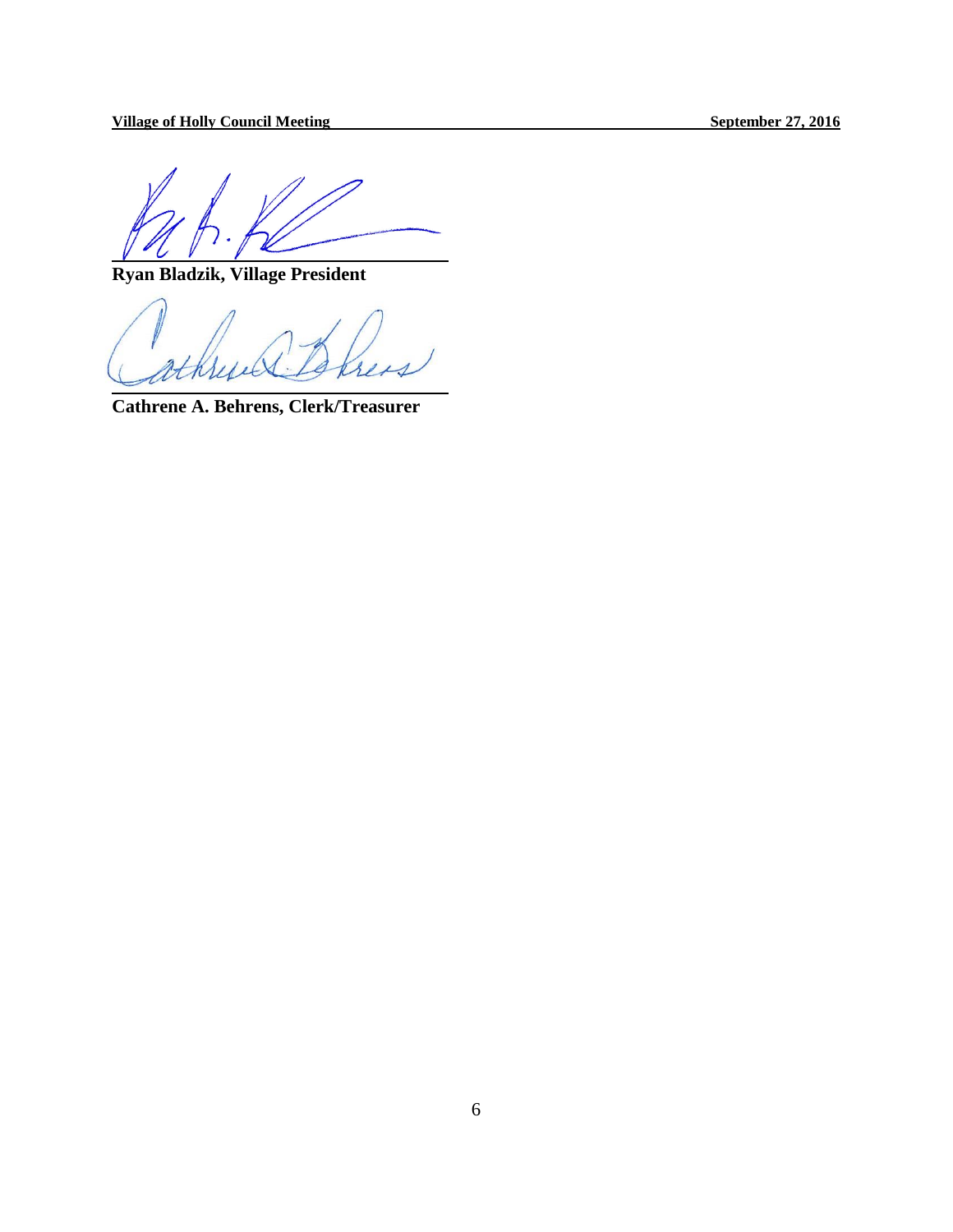**Ryan Bladzik, Village President**

**Cathrene A. Behrens, Clerk/Treasurer**